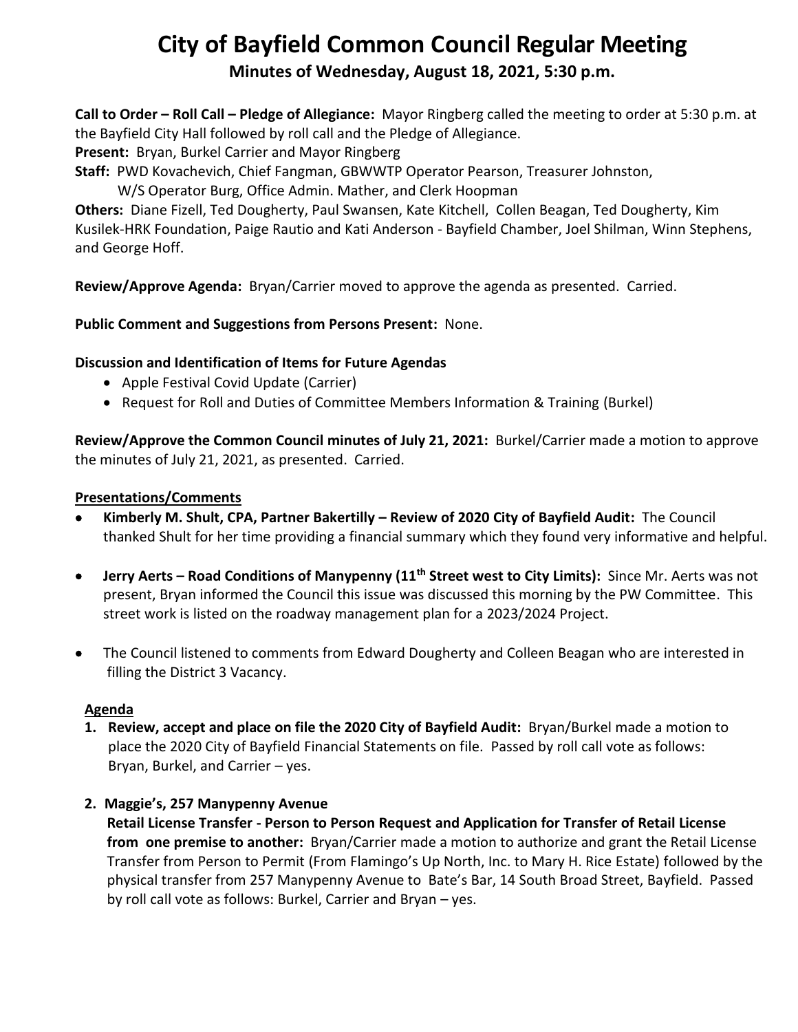# City of Bayfield Common Council Regular Meeting

## Minutes of Wednesday, August 18, 2021, 5:30 p.m.

**Call to Order – Roll Call – Pledge of Allegiance:** Mayor Ringberg called the meeting to order at 5:30 p.m. at the Bayfield City Hall followed by roll call and the Pledge of Allegiance.

**Present:** Bryan, Burkel Carrier and Mayor Ringberg

**Staff:** PWD Kovachevich, Chief Fangman, GBWWTP Operator Pearson, Treasurer Johnston, W/S Operator Burg, Office Admin. Mather, and Clerk Hoopman

**Others:** Diane Fizell, Ted Dougherty, Paul Swansen, Kate Kitchell, Collen Beagan, Ted Dougherty, Kim Kusilek-HRK Foundation, Paige Rautio and Kati Anderson - Bayfield Chamber, Joel Shilman, Winn Stephens, and George Hoff.

**Review/Approve Agenda:** Bryan/Carrier moved to approve the agenda as presented. Carried.

**Public Comment and Suggestions from Persons Present:** None.

**Discussion and Identification of Items for Future Agendas**

- Apple Festival Covid Update (Carrier)
- Request for Roll and Duties of Committee Members Information & Training (Burkel)

**Review/Approve the Common Council minutes of July 21, 2021:** Burkel/Carrier made a motion to approve the minutes of July 21, 2021, as presented. Carried.

**Presentations/Comments**

- **Kimberly M. Shult, CPA, Partner Bakertilly – Review of 2020 City of Bayfield Audit:** The Council thanked Shult for her time providing a financial summary which they found very informative and helpful.
- **Jerry Aerts – Road Conditions of Manypenny (11th Street west to City Limits):** Since Mr. Aerts was not present, Bryan informed the Council this issue was discussed this morning by the PW Committee. This street work is listed on the roadway management plan for a 2023/2024 Project.
- The Council listened to comments from Edward Dougherty and Colleen Beagan who are interested in filling the District 3 Vacancy.

**Agenda**

1. **Review, accept and place on file the 2020 City of Bayfield Audit:** Bryan/Burkel made a motion to place the 2020 City of Bayfield Financial Statements on file. Passed by roll call vote as follows: Bryan, Burkel, and Carrier – yes.

2. **Maggie's, 257 Manypenny Avenue**
   **Retail License Transfer - Person to Person Request and Application for Transfer of Retail License from one premise to another:** Bryan/Carrier made a motion to authorize and grant the Retail License Transfer from Person to Permit (From Flamingo's Up North, Inc. to Mary H. Rice Estate) followed by the physical transfer from 257 Manypenny Avenue to Bate's Bar, 14 South Broad Street, Bayfield. Passed by roll call vote as follows: Burkel, Carrier and Bryan – yes.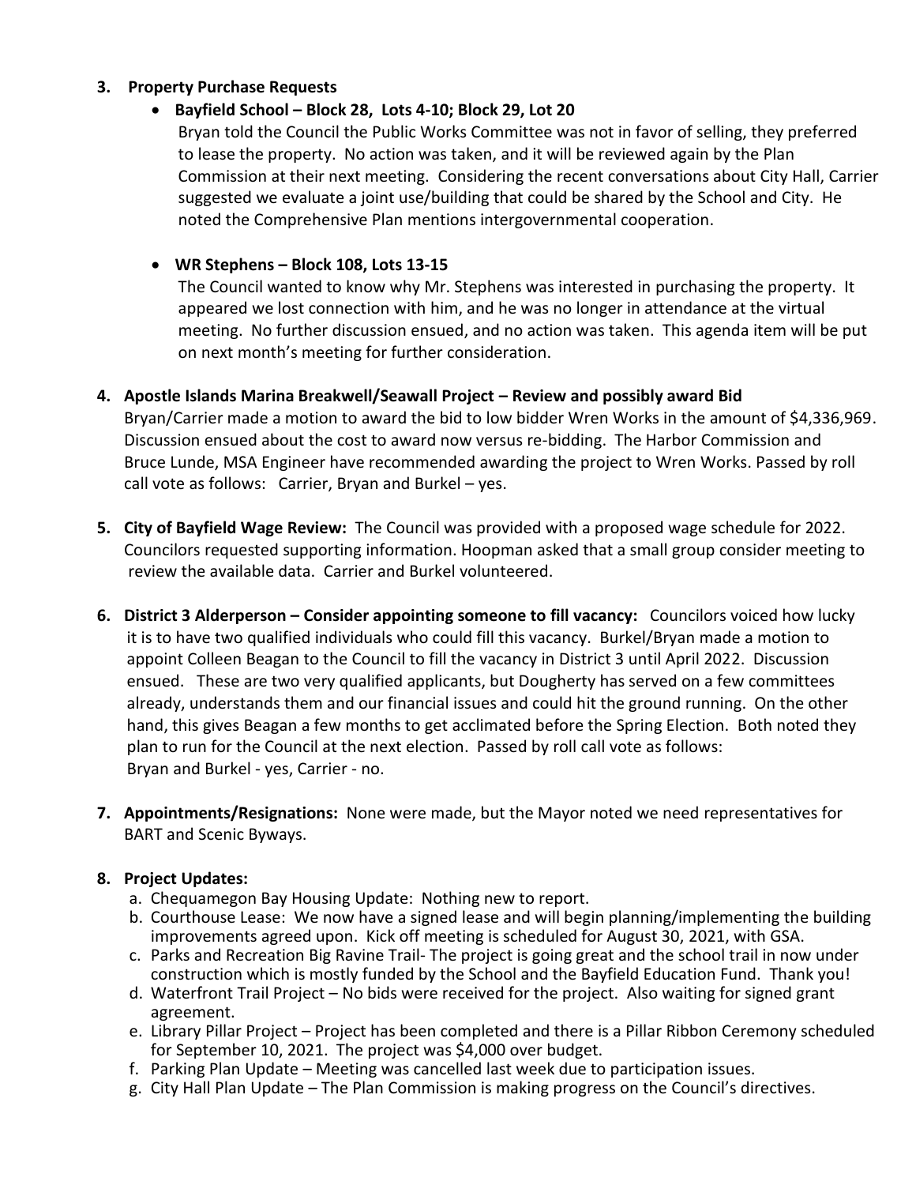3. **Property Purchase Requests**

   - **Bayfield School – Block 28, Lots 4-10; Block 29, Lot 20**

     Bryan told the Council the Public Works Committee was not in favor of selling, they preferred to lease the property. No action was taken, and it will be reviewed again by the Plan Commission at their next meeting. Considering the recent conversations about City Hall, Carrier suggested we evaluate a joint use/building that could be shared by the School and City. He noted the Comprehensive Plan mentions intergovernmental cooperation.

   - **WR Stephens – Block 108, Lots 13-15**

     The Council wanted to know why Mr. Stephens was interested in purchasing the property. It appeared we lost connection with him, and he was no longer in attendance at the virtual meeting. No further discussion ensued, and no action was taken. This agenda item will be put on next month's meeting for further consideration.

4. **Apostle Islands Marina Breakwell/Seawall Project – Review and possibly award Bid**
   Bryan/Carrier made a motion to award the bid to low bidder Wren Works in the amount of $4,336,969. Discussion ensued about the cost to award now versus re-bidding. The Harbor Commission and Bruce Lunde, MSA Engineer have recommended awarding the project to Wren Works. Passed by roll call vote as follows: Carrier, Bryan and Burkel – yes.

5. **City of Bayfield Wage Review:** The Council was provided with a proposed wage schedule for 2022. Councilors requested supporting information. Hoopman asked that a small group consider meeting to review the available data. Carrier and Burkel volunteered.

6. **District 3 Alderperson – Consider appointing someone to fill vacancy:** Councilors voiced how lucky it is to have two qualified individuals who could fill this vacancy. Burkel/Bryan made a motion to appoint Colleen Beagan to the Council to fill the vacancy in District 3 until April 2022. Discussion ensued. These are two very qualified applicants, but Dougherty has served on a few committees already, understands them and our financial issues and could hit the ground running. On the other hand, this gives Beagan a few months to get acclimated before the Spring Election. Both noted they plan to run for the Council at the next election. Passed by roll call vote as follows:
   Bryan and Burkel - yes, Carrier - no.

7. **Appointments/Resignations:** None were made, but the Mayor noted we need representatives for BART and Scenic Byways.

8. **Project Updates:**
   a. Chequamegon Bay Housing Update: Nothing new to report.
   b. Courthouse Lease: We now have a signed lease and will begin planning/implementing the building improvements agreed upon. Kick off meeting is scheduled for August 30, 2021, with GSA.
   c. Parks and Recreation Big Ravine Trail- The project is going great and the school trail in now under construction which is mostly funded by the School and the Bayfield Education Fund. Thank you!
   d. Waterfront Trail Project – No bids were received for the project. Also waiting for signed grant agreement.
   e. Library Pillar Project – Project has been completed and there is a Pillar Ribbon Ceremony scheduled for September 10, 2021. The project was $4,000 over budget.
   f. Parking Plan Update – Meeting was cancelled last week due to participation issues.
   g. City Hall Plan Update – The Plan Commission is making progress on the Council's directives.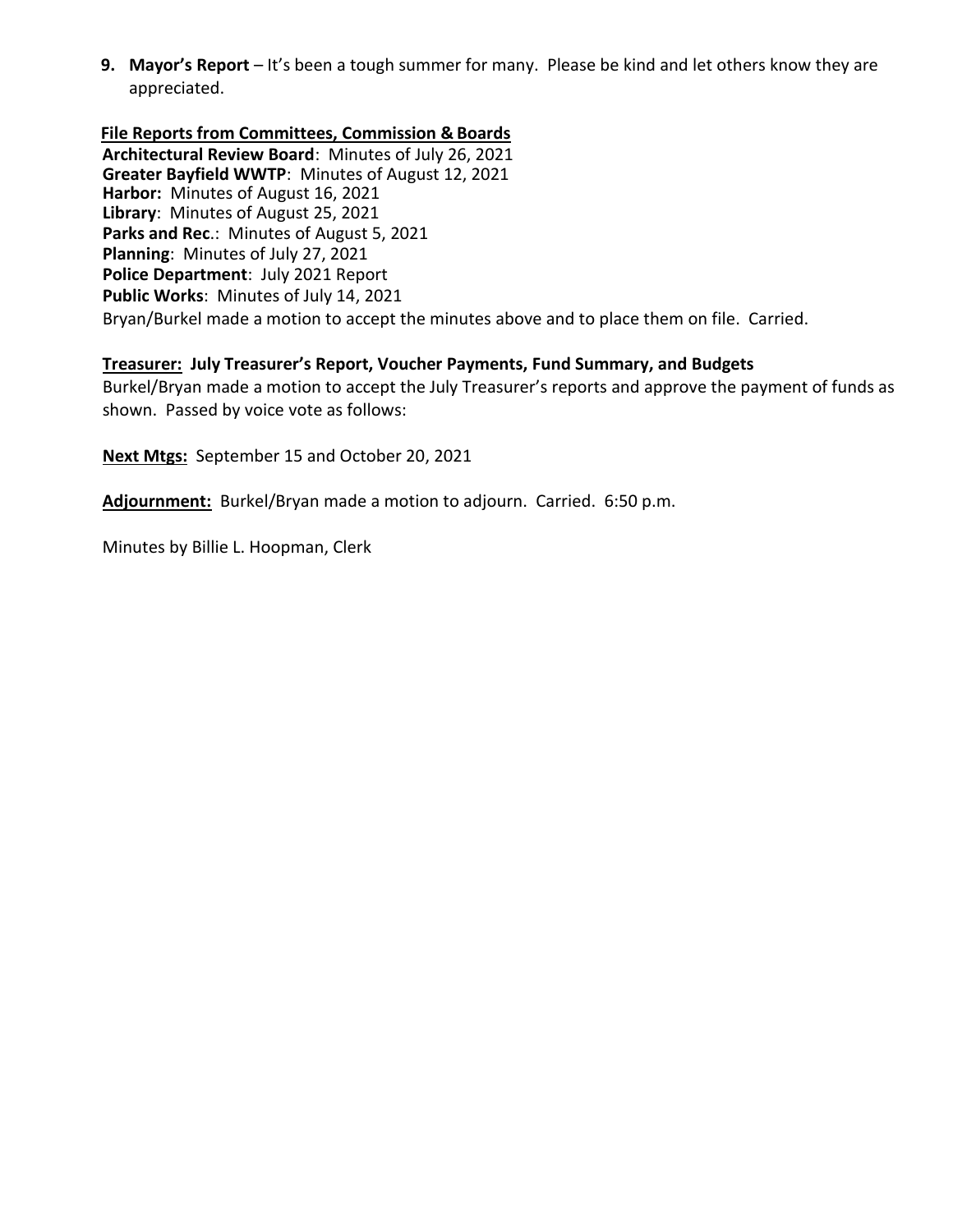9. **Mayor's Report** – It's been a tough summer for many. Please be kind and let others know they are appreciated.

**File Reports from Committees, Commission & Boards**

**Architectural Review Board**: Minutes of July 26, 2021
**Greater Bayfield WWTP**: Minutes of August 12, 2021
**Harbor:** Minutes of August 16, 2021
**Library**: Minutes of August 25, 2021
**Parks and Rec.**: Minutes of August 5, 2021
**Planning**: Minutes of July 27, 2021
**Police Department**: July 2021 Report
**Public Works**: Minutes of July 14, 2021
Bryan/Burkel made a motion to accept the minutes above and to place them on file. Carried.

**Treasurer: July Treasurer's Report, Voucher Payments, Fund Summary, and Budgets**
Burkel/Bryan made a motion to accept the July Treasurer's reports and approve the payment of funds as shown. Passed by voice vote as follows:

**Next Mtgs:** September 15 and October 20, 2021

**Adjournment:** Burkel/Bryan made a motion to adjourn. Carried. 6:50 p.m.

Minutes by Billie L. Hoopman, Clerk